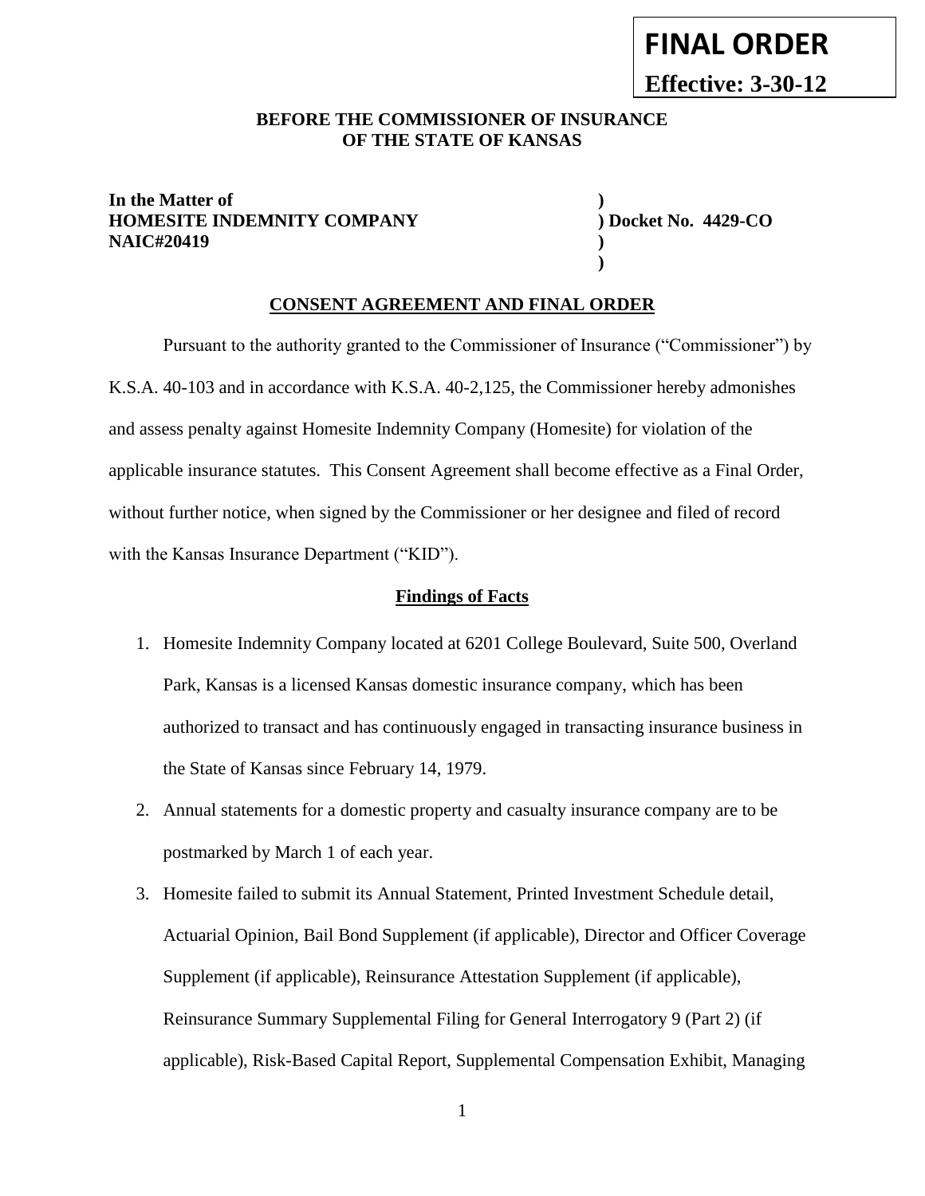**FINAL ORDER**

**Effective: 3-30-12**

**BEFORE THE COMMISSIONER OF INSURANCE OF THE STATE OF KANSAS**

**In the Matter of** )
**HOMESITE INDEMNITY COMPANY** ) **Docket No. 4429-CO**
**NAIC#20419** )
)

**CONSENT AGREEMENT AND FINAL ORDER**

Pursuant to the authority granted to the Commissioner of Insurance ("Commissioner") by K.S.A. 40-103 and in accordance with K.S.A. 40-2,125, the Commissioner hereby admonishes and assess penalty against Homesite Indemnity Company (Homesite) for violation of the applicable insurance statutes. This Consent Agreement shall become effective as a Final Order, without further notice, when signed by the Commissioner or her designee and filed of record with the Kansas Insurance Department ("KID").

**Findings of Facts**

1. Homesite Indemnity Company located at 6201 College Boulevard, Suite 500, Overland Park, Kansas is a licensed Kansas domestic insurance company, which has been authorized to transact and has continuously engaged in transacting insurance business in the State of Kansas since February 14, 1979.
2. Annual statements for a domestic property and casualty insurance company are to be postmarked by March 1 of each year.
3. Homesite failed to submit its Annual Statement, Printed Investment Schedule detail, Actuarial Opinion, Bail Bond Supplement (if applicable), Director and Officer Coverage Supplement (if applicable), Reinsurance Attestation Supplement (if applicable), Reinsurance Summary Supplemental Filing for General Interrogatory 9 (Part 2) (if applicable), Risk-Based Capital Report, Supplemental Compensation Exhibit, Managing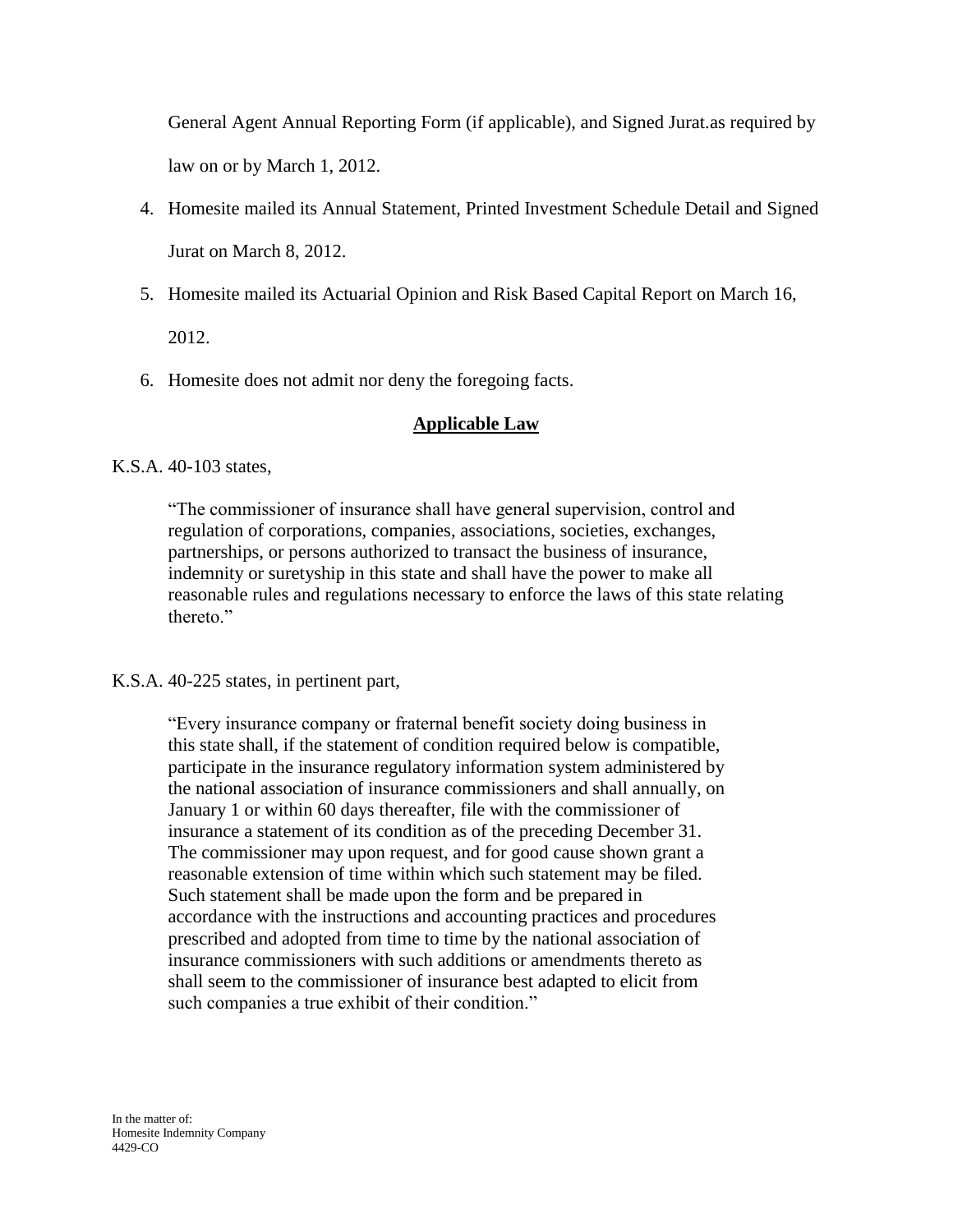General Agent Annual Reporting Form (if applicable), and Signed Jurat.as required by law on or by March 1, 2012.

4. Homesite mailed its Annual Statement, Printed Investment Schedule Detail and Signed Jurat on March 8, 2012.
5. Homesite mailed its Actuarial Opinion and Risk Based Capital Report on March 16, 2012.
6. Homesite does not admit nor deny the foregoing facts.

## **Applicable Law**

K.S.A. 40-103 states,

> "The commissioner of insurance shall have general supervision, control and regulation of corporations, companies, associations, societies, exchanges, partnerships, or persons authorized to transact the business of insurance, indemnity or suretyship in this state and shall have the power to make all reasonable rules and regulations necessary to enforce the laws of this state relating thereto."

K.S.A. 40-225 states, in pertinent part,

> "Every insurance company or fraternal benefit society doing business in this state shall, if the statement of condition required below is compatible, participate in the insurance regulatory information system administered by the national association of insurance commissioners and shall annually, on January 1 or within 60 days thereafter, file with the commissioner of insurance a statement of its condition as of the preceding December 31. The commissioner may upon request, and for good cause shown grant a reasonable extension of time within which such statement may be filed. Such statement shall be made upon the form and be prepared in accordance with the instructions and accounting practices and procedures prescribed and adopted from time to time by the national association of insurance commissioners with such additions or amendments thereto as shall seem to the commissioner of insurance best adapted to elicit from such companies a true exhibit of their condition."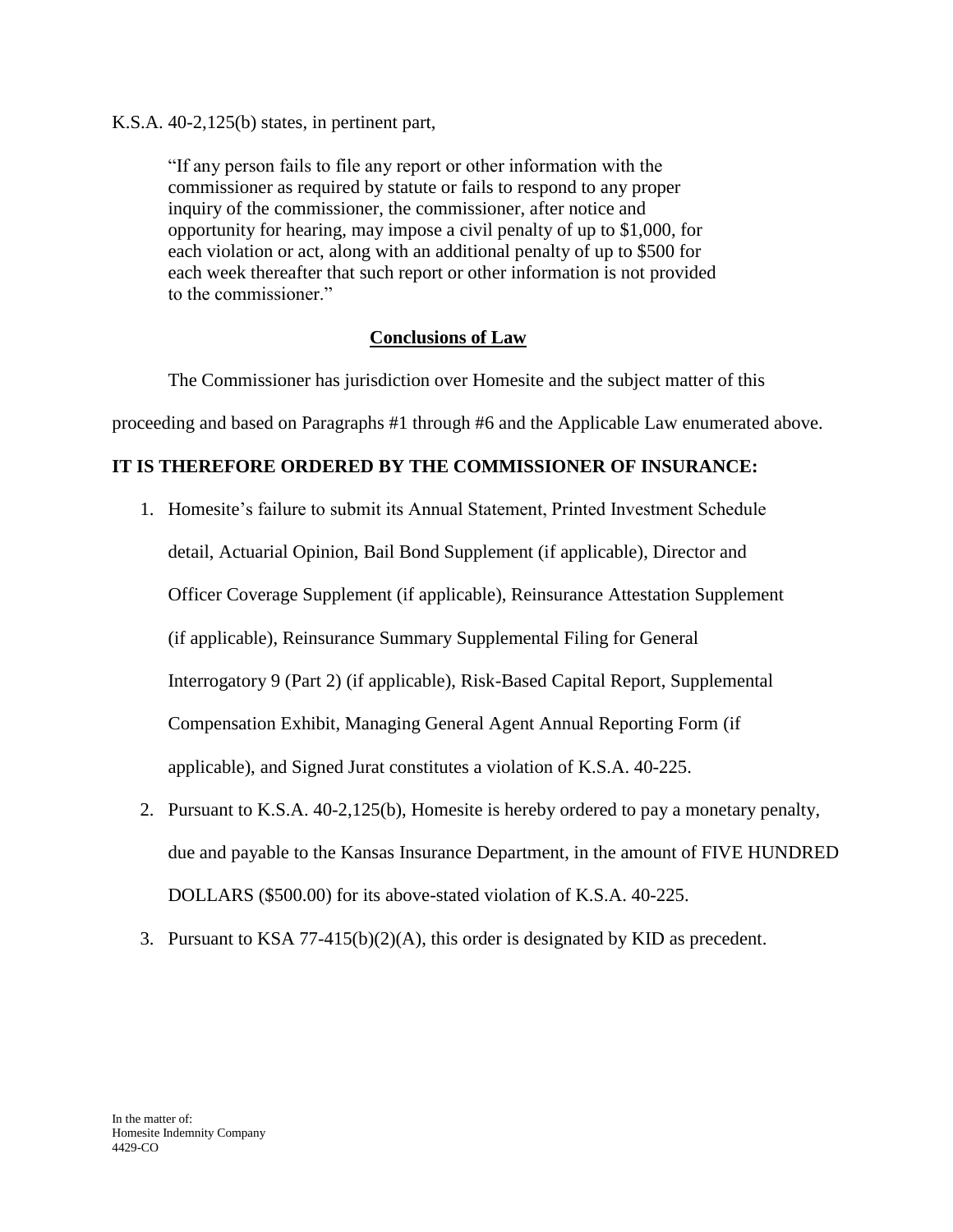K.S.A. 40-2,125(b) states, in pertinent part,

> "If any person fails to file any report or other information with the commissioner as required by statute or fails to respond to any proper inquiry of the commissioner, the commissioner, after notice and opportunity for hearing, may impose a civil penalty of up to $1,000, for each violation or act, along with an additional penalty of up to $500 for each week thereafter that such report or other information is not provided to the commissioner."

## Conclusions of Law

The Commissioner has jurisdiction over Homesite and the subject matter of this proceeding and based on Paragraphs #1 through #6 and the Applicable Law enumerated above.

**IT IS THEREFORE ORDERED BY THE COMMISSIONER OF INSURANCE:**

1. Homesite's failure to submit its Annual Statement, Printed Investment Schedule detail, Actuarial Opinion, Bail Bond Supplement (if applicable), Director and Officer Coverage Supplement (if applicable), Reinsurance Attestation Supplement (if applicable), Reinsurance Summary Supplemental Filing for General Interrogatory 9 (Part 2) (if applicable), Risk-Based Capital Report, Supplemental Compensation Exhibit, Managing General Agent Annual Reporting Form (if applicable), and Signed Jurat constitutes a violation of K.S.A. 40-225.
2. Pursuant to K.S.A. 40-2,125(b), Homesite is hereby ordered to pay a monetary penalty, due and payable to the Kansas Insurance Department, in the amount of FIVE HUNDRED DOLLARS ($500.00) for its above-stated violation of K.S.A. 40-225.
3. Pursuant to KSA 77-415(b)(2)(A), this order is designated by KID as precedent.

In the matter of:
Homesite Indemnity Company
4429-CO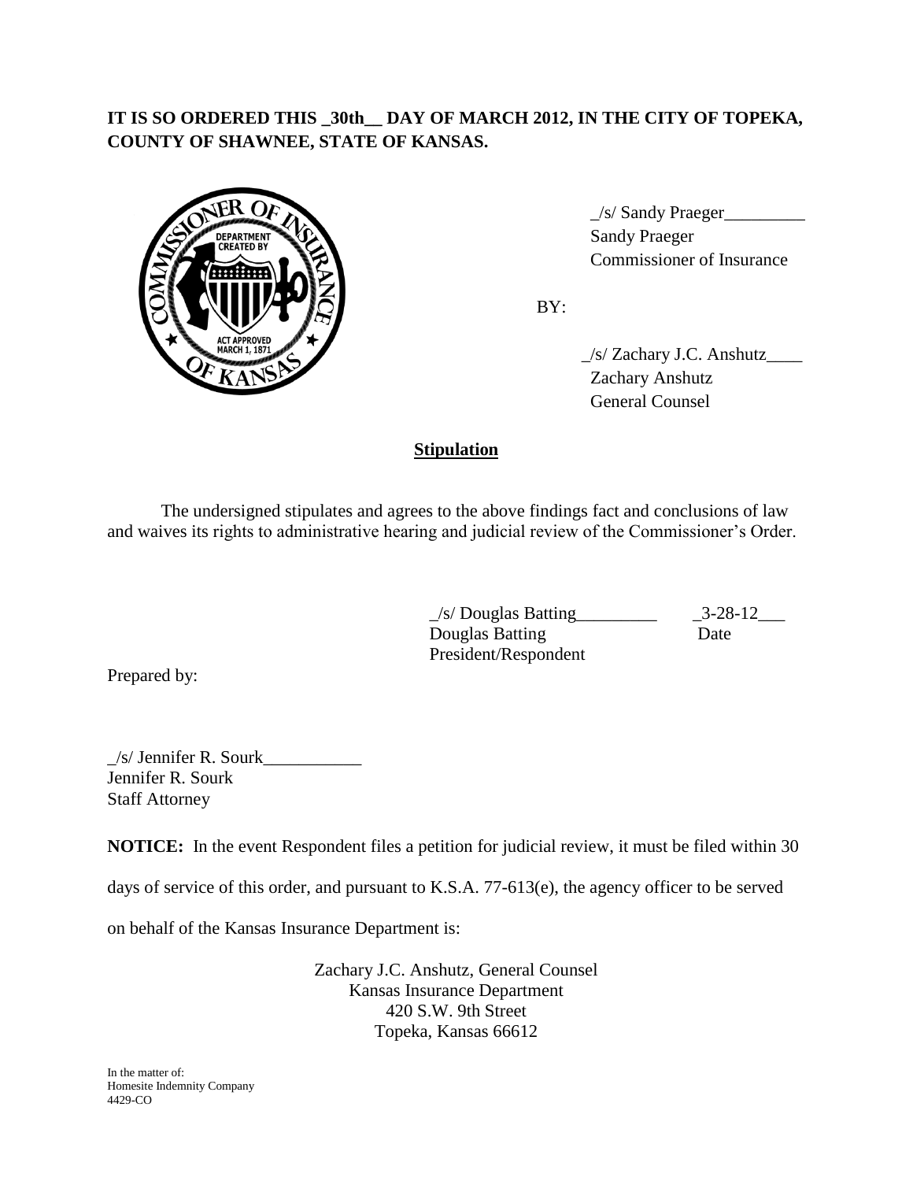**IT IS SO ORDERED THIS _30th__ DAY OF MARCH 2012, IN THE CITY OF TOPEKA, COUNTY OF SHAWNEE, STATE OF KANSAS.**

_/s/ Sandy Praeger_________
Sandy Praeger
Commissioner of Insurance

BY:

_/s/ Zachary J.C. Anshutz____
Zachary Anshutz
General Counsel

## Stipulation

The undersigned stipulates and agrees to the above findings fact and conclusions of law and waives its rights to administrative hearing and judicial review of the Commissioner's Order.

_/s/ Douglas Batting_________ _3-28-12___
Douglas Batting Date
President/Respondent

Prepared by:

_/s/ Jennifer R. Sourk___________
Jennifer R. Sourk
Staff Attorney

**NOTICE:** In the event Respondent files a petition for judicial review, it must be filed within 30 days of service of this order, and pursuant to K.S.A. 77-613(e), the agency officer to be served on behalf of the Kansas Insurance Department is:

Zachary J.C. Anshutz, General Counsel
Kansas Insurance Department
420 S.W. 9th Street
Topeka, Kansas 66612

In the matter of:
Homesite Indemnity Company
4429-CO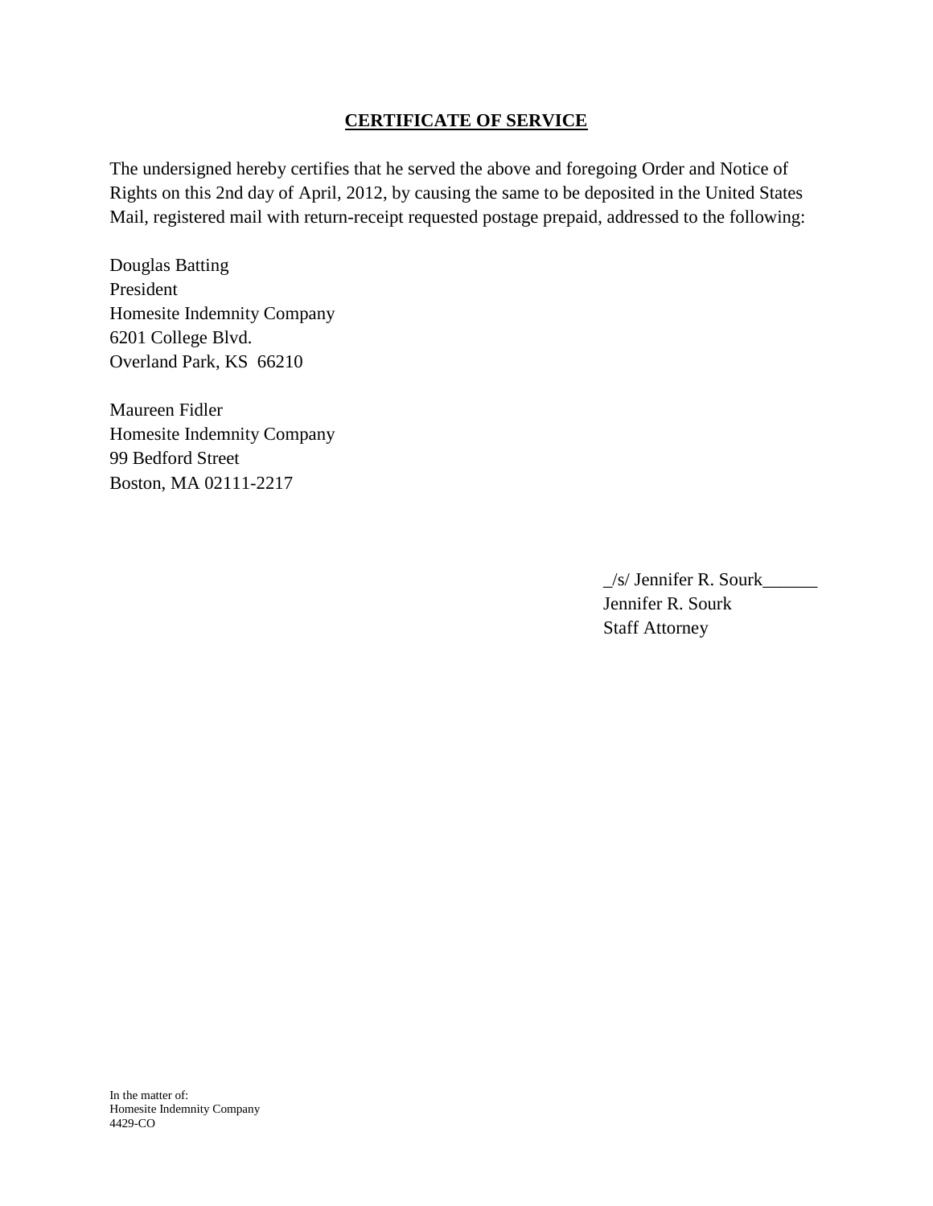**CERTIFICATE OF SERVICE**

The undersigned hereby certifies that he served the above and foregoing Order and Notice of Rights on this 2nd day of April, 2012, by causing the same to be deposited in the United States Mail, registered mail with return-receipt requested postage prepaid, addressed to the following:

Douglas Batting
President
Homesite Indemnity Company
6201 College Blvd.
Overland Park, KS 66210

Maureen Fidler
Homesite Indemnity Company
99 Bedford Street
Boston, MA 02111-2217

_/s/ Jennifer R. Sourk______
Jennifer R. Sourk
Staff Attorney

In the matter of:
Homesite Indemnity Company
4429-CO